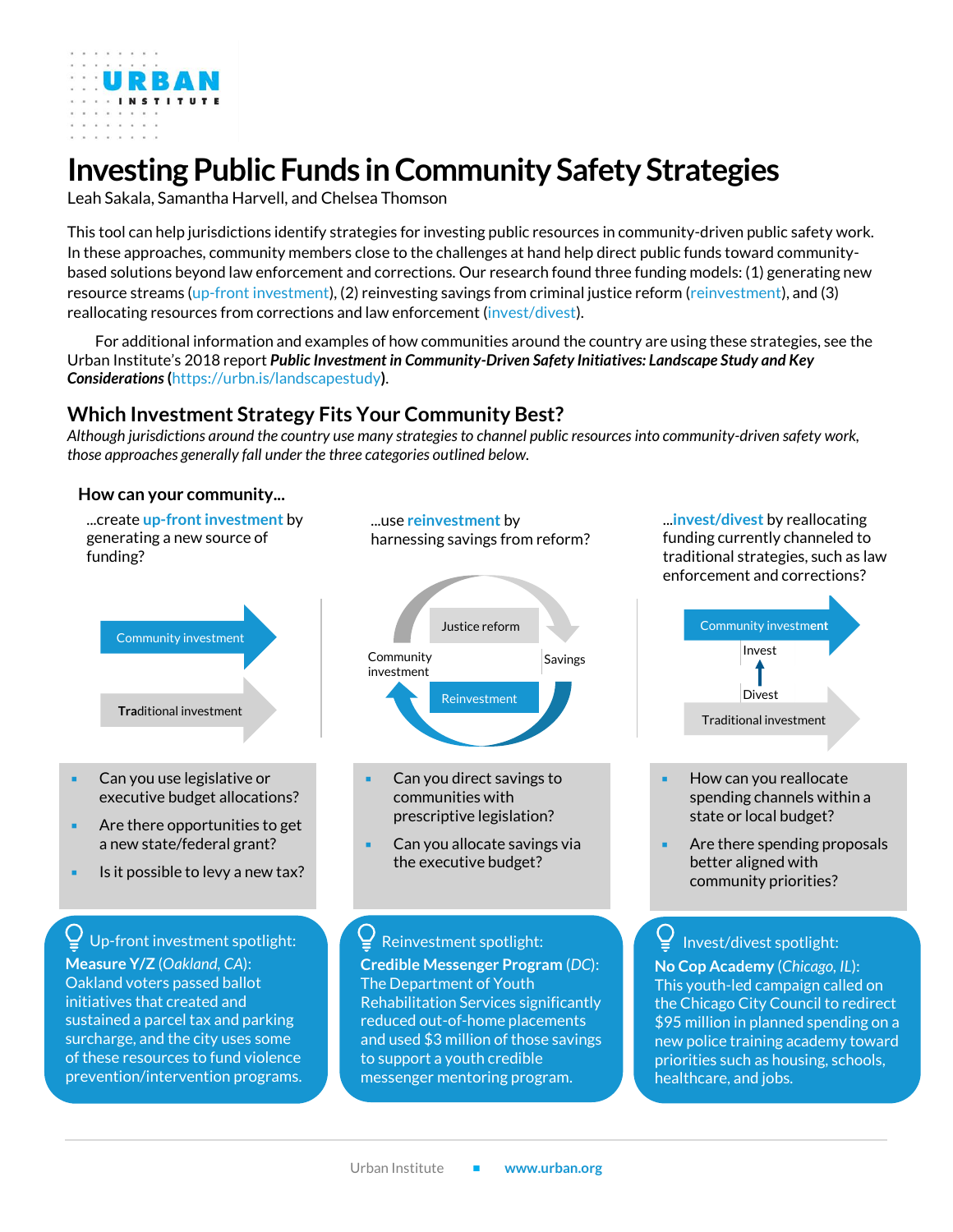URBAN INSTITUTE

# Investing Public Funds in Community Safety Strategies

Leah Sakala, Samantha Harvell, and Chelsea Thomson

This tool can help jurisdictions identify strategies for investing public resources in community-driven public safety work. In these approaches, community members close to the challenges at hand help direct public funds toward community-based solutions beyond law enforcement and corrections. Our research found three funding models: (1) generating new resource streams (up-front investment), (2) reinvesting savings from criminal justice reform (reinvestment), and (3) reallocating resources from corrections and law enforcement (invest/divest).

For additional information and examples of how communities around the country are using these strategies, see the Urban Institute's 2018 report ***Public Investment in Community-Driven Safety Initiatives: Landscape Study and Key Considerations*** (https://urbn.is/landscapestudy).

## Which Investment Strategy Fits Your Community Best?

*Although jurisdictions around the country use many strategies to channel public resources into community-driven safety work, those approaches generally fall under the three categories outlined below.*

### How can your community...

...create **up-front investment** by generating a new source of funding?

Community investment

Traditional investment

- Can you use legislative or executive budget allocations?
- Are there opportunities to get a new state/federal grant?
- Is it possible to levy a new tax?

Up-front investment spotlight:
**Measure Y/Z** (*Oakland, CA*): Oakland voters passed ballot initiatives that created and sustained a parcel tax and parking surcharge, and the city uses some of these resources to fund violence prevention/intervention programs.

...use **reinvestment** by harnessing savings from reform?

Justice reform → Savings → Reinvestment → Community investment

- Can you direct savings to communities with prescriptive legislation?
- Can you allocate savings via the executive budget?

Reinvestment spotlight:
**Credible Messenger Program** (*DC*): The Department of Youth Rehabilitation Services significantly reduced out-of-home placements and used $3 million of those savings to support a youth credible messenger mentoring program.

...**invest/divest** by reallocating funding currently channeled to traditional strategies, such as law enforcement and corrections?

Community investment

Invest ↑ Divest

Traditional investment

- How can you reallocate spending channels within a state or local budget?
- Are there spending proposals better aligned with community priorities?

Invest/divest spotlight:
**No Cop Academy** (*Chicago, IL*): This youth-led campaign called on the Chicago City Council to redirect $95 million in planned spending on a new police training academy toward priorities such as housing, schools, healthcare, and jobs.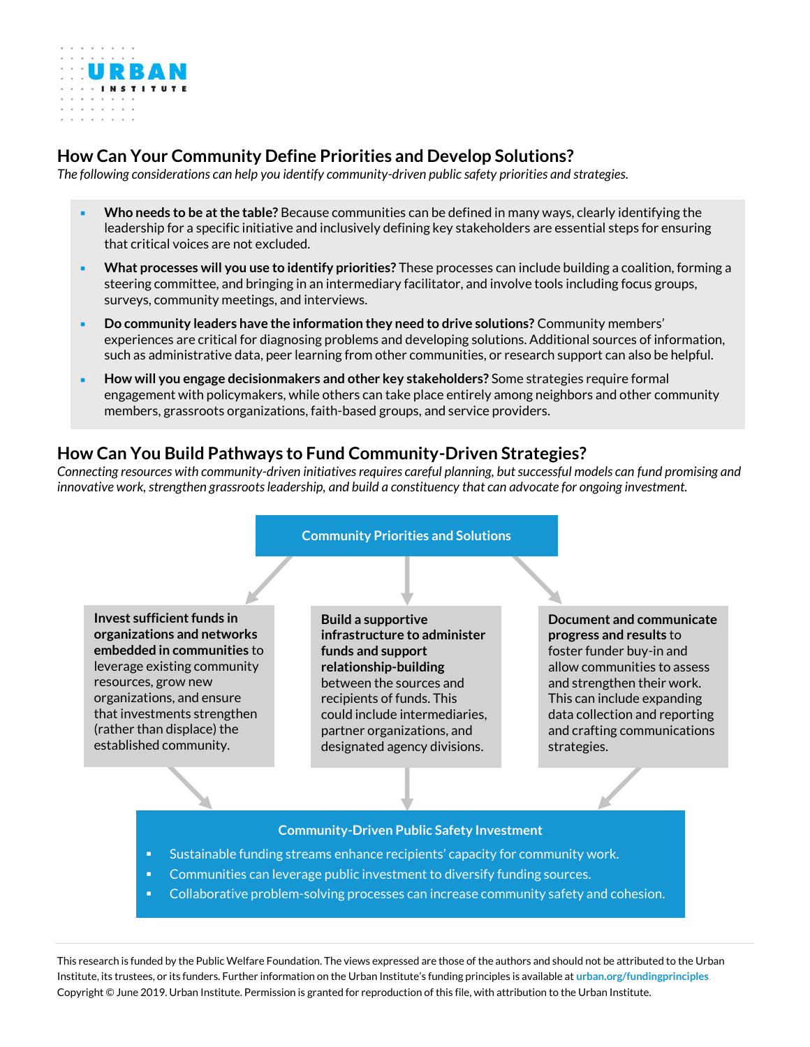## How Can Your Community Define Priorities and Develop Solutions?

*The following considerations can help you identify community-driven public safety priorities and strategies.*

- **Who needs to be at the table?** Because communities can be defined in many ways, clearly identifying the leadership for a specific initiative and inclusively defining key stakeholders are essential steps for ensuring that critical voices are not excluded.
- **What processes will you use to identify priorities?** These processes can include building a coalition, forming a steering committee, and bringing in an intermediary facilitator, and involve tools including focus groups, surveys, community meetings, and interviews.
- **Do community leaders have the information they need to drive solutions?** Community members' experiences are critical for diagnosing problems and developing solutions. Additional sources of information, such as administrative data, peer learning from other communities, or research support can also be helpful.
- **How will you engage decisionmakers and other key stakeholders?** Some strategies require formal engagement with policymakers, while others can take place entirely among neighbors and other community members, grassroots organizations, faith-based groups, and service providers.

## How Can You Build Pathways to Fund Community-Driven Strategies?

*Connecting resources with community-driven initiatives requires careful planning, but successful models can fund promising and innovative work, strengthen grassroots leadership, and build a constituency that can advocate for ongoing investment.*

**Community Priorities and Solutions**

**Invest sufficient funds in organizations and networks embedded in communities** to leverage existing community resources, grow new organizations, and ensure that investments strengthen (rather than displace) the established community.

**Build a supportive infrastructure to administer funds and support relationship-building** between the sources and recipients of funds. This could include intermediaries, partner organizations, and designated agency divisions.

**Document and communicate progress and results** to foster funder buy-in and allow communities to assess and strengthen their work. This can include expanding data collection and reporting and crafting communications strategies.

**Community-Driven Public Safety Investment**

- Sustainable funding streams enhance recipients' capacity for community work.
- Communities can leverage public investment to diversify funding sources.
- Collaborative problem-solving processes can increase community safety and cohesion.

This research is funded by the Public Welfare Foundation. The views expressed are those of the authors and should not be attributed to the Urban Institute, its trustees, or its funders. Further information on the Urban Institute's funding principles is available at urban.org/fundingprinciples.
Copyright © June 2019. Urban Institute. Permission is granted for reproduction of this file, with attribution to the Urban Institute.